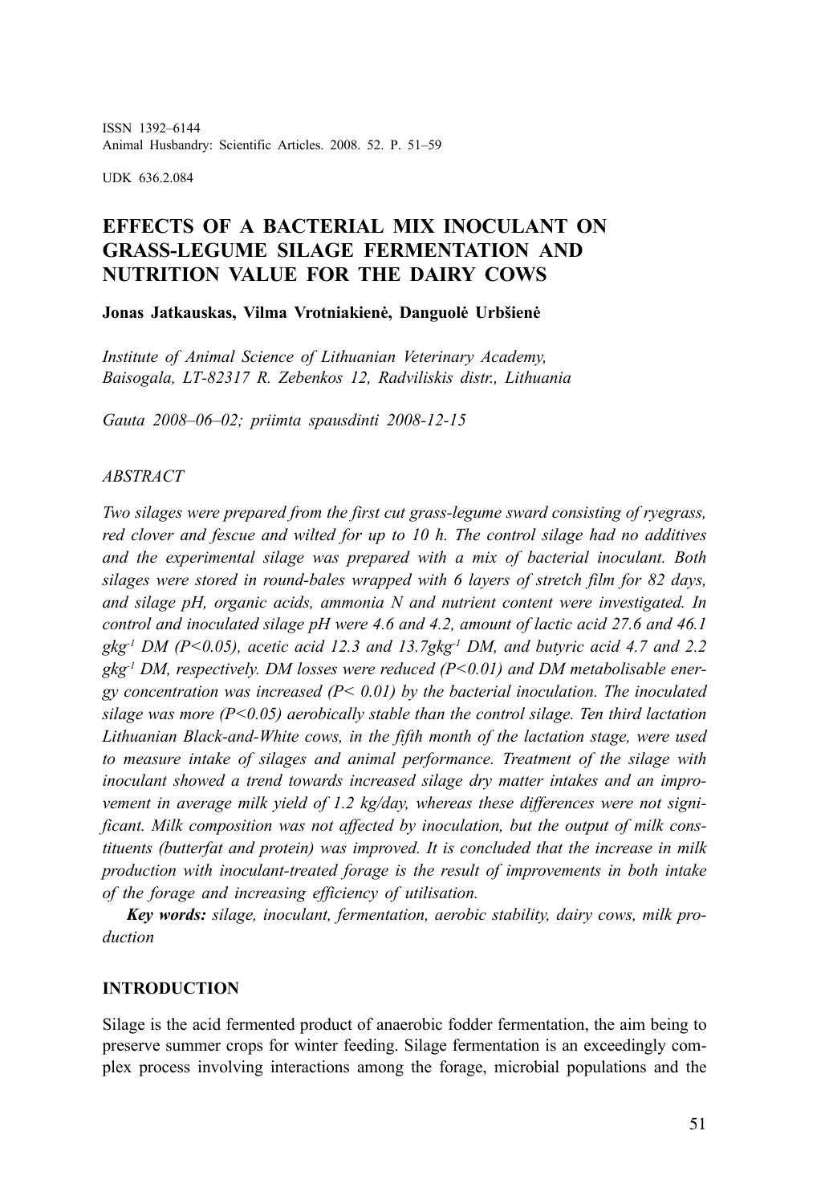ISSN 1392–6144
Animal Husbandry: Scientific Articles. 2008. 52. P. 51–59

UDK 636.2.084

# EFFECTS OF A BACTERIAL MIX INOCULANT ON GRASS-LEGUME SILAGE FERMENTATION AND NUTRITION VALUE FOR THE DAIRY COWS

**Jonas Jatkauskas, Vilma Vrotniakienė, Danguolė Urbšienė**

*Institute of Animal Science of Lithuanian Veterinary Academy, Baisogala, LT-82317 R. Zebenkos 12, Radviliskis distr., Lithuania*

*Gauta 2008–06–02; priimta spausdinti 2008-12-15*

*ABSTRACT*

*Two silages were prepared from the first cut grass-legume sward consisting of ryegrass, red clover and fescue and wilted for up to 10 h. The control silage had no additives and the experimental silage was prepared with a mix of bacterial inoculant. Both silages were stored in round-bales wrapped with 6 layers of stretch film for 82 days, and silage pH, organic acids, ammonia N and nutrient content were investigated. In control and inoculated silage pH were 4.6 and 4.2, amount of lactic acid 27.6 and 46.1 $gkg^{-1}$ DM ($P<0.05$), acetic acid 12.3 and 13.7$gkg^{-1}$ DM, and butyric acid 4.7 and 2.2 $gkg^{-1}$ DM, respectively. DM losses were reduced ($P<0.01$) and DM metabolisable energy concentration was increased ($P< 0.01$) by the bacterial inoculation. The inoculated silage was more ($P<0.05$) aerobically stable than the control silage. Ten third lactation Lithuanian Black-and-White cows, in the fifth month of the lactation stage, were used to measure intake of silages and animal performance. Treatment of the silage with inoculant showed a trend towards increased silage dry matter intakes and an improvement in average milk yield of 1.2 kg/day, whereas these differences were not significant. Milk composition was not affected by inoculation, but the output of milk constituents (butterfat and protein) was improved. It is concluded that the increase in milk production with inoculant-treated forage is the result of improvements in both intake of the forage and increasing efficiency of utilisation.*

***Key words:*** *silage, inoculant, fermentation, aerobic stability, dairy cows, milk production*

## INTRODUCTION

Silage is the acid fermented product of anaerobic fodder fermentation, the aim being to preserve summer crops for winter feeding. Silage fermentation is an exceedingly complex process involving interactions among the forage, microbial populations and the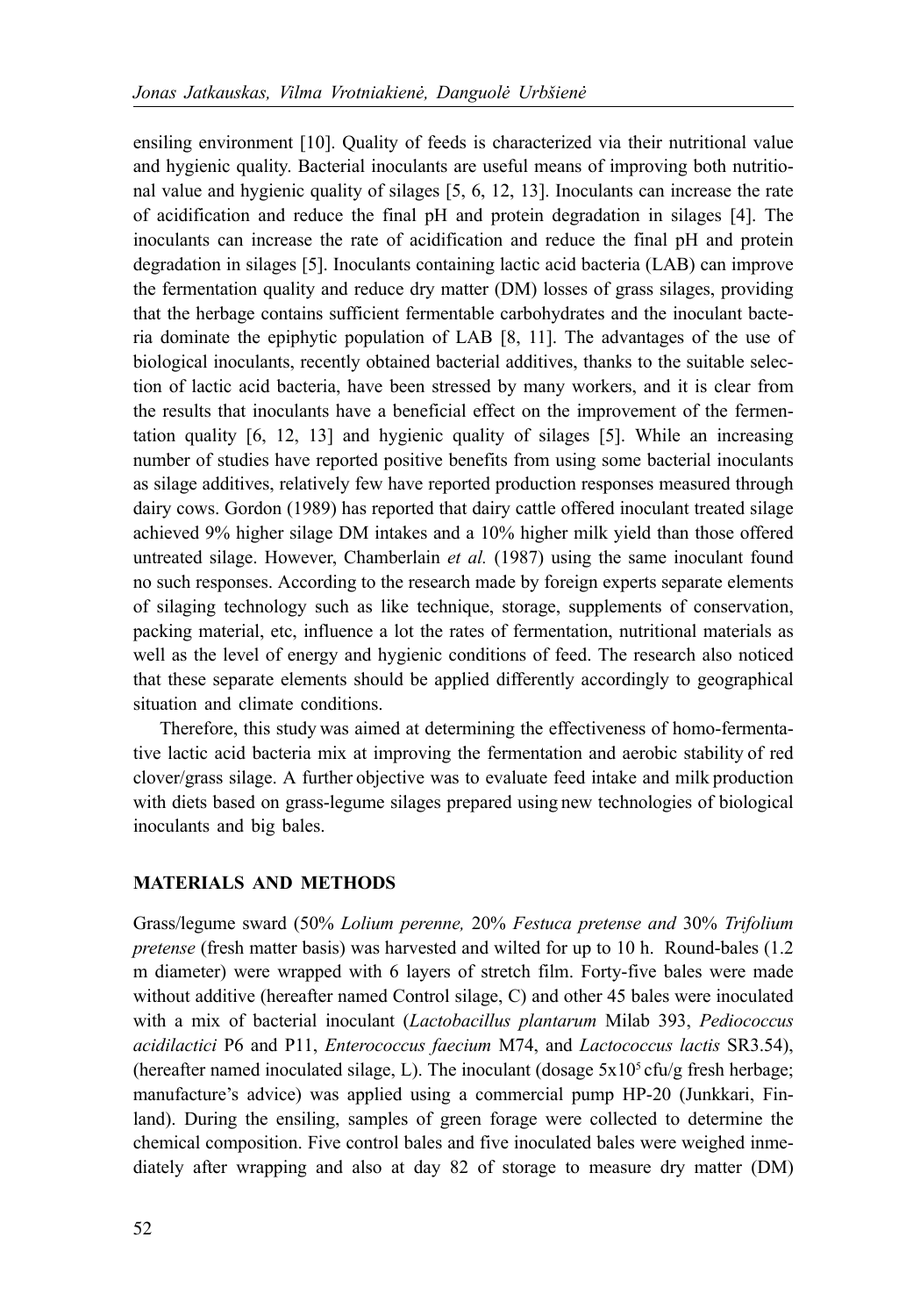ensiling environment [10]. Quality of feeds is characterized via their nutritional value and hygienic quality. Bacterial inoculants are useful means of improving both nutritional value and hygienic quality of silages [5, 6, 12, 13]. Inoculants can increase the rate of acidification and reduce the final pH and protein degradation in silages [4]. The inoculants can increase the rate of acidification and reduce the final pH and protein degradation in silages [5]. Inoculants containing lactic acid bacteria (LAB) can improve the fermentation quality and reduce dry matter (DM) losses of grass silages, providing that the herbage contains sufficient fermentable carbohydrates and the inoculant bacteria dominate the epiphytic population of LAB [8, 11]. The advantages of the use of biological inoculants, recently obtained bacterial additives, thanks to the suitable selection of lactic acid bacteria, have been stressed by many workers, and it is clear from the results that inoculants have a beneficial effect on the improvement of the fermentation quality [6, 12, 13] and hygienic quality of silages [5]. While an increasing number of studies have reported positive benefits from using some bacterial inoculants as silage additives, relatively few have reported production responses measured through dairy cows. Gordon (1989) has reported that dairy cattle offered inoculant treated silage achieved 9% higher silage DM intakes and a 10% higher milk yield than those offered untreated silage. However, Chamberlain *et al.* (1987) using the same inoculant found no such responses. According to the research made by foreign experts separate elements of silaging technology such as like technique, storage, supplements of conservation, packing material, etc, influence a lot the rates of fermentation, nutritional materials as well as the level of energy and hygienic conditions of feed. The research also noticed that these separate elements should be applied differently accordingly to geographical situation and climate conditions.

Therefore, this study was aimed at determining the effectiveness of homo-fermentative lactic acid bacteria mix at improving the fermentation and aerobic stability of red clover/grass silage. A further objective was to evaluate feed intake and milk production with diets based on grass-legume silages prepared using new technologies of biological inoculants and big bales.

## MATERIALS AND METHODS

Grass/legume sward (50% *Lolium perenne,* 20% *Festuca pretense and* 30% *Trifolium pretense* (fresh matter basis) was harvested and wilted for up to 10 h. Round-bales (1.2 m diameter) were wrapped with 6 layers of stretch film. Forty-five bales were made without additive (hereafter named Control silage, C) and other 45 bales were inoculated with a mix of bacterial inoculant (*Lactobacillus plantarum* Milab 393, *Pediococcus acidilactici* P6 and P11, *Enterococcus faecium* M74, and *Lactococcus lactis* SR3.54), (hereafter named inoculated silage, L). The inoculant (dosage $5x10^5$ cfu/g fresh herbage; manufacture's advice) was applied using a commercial pump HP-20 (Junkkari, Finland). During the ensiling, samples of green forage were collected to determine the chemical composition. Five control bales and five inoculated bales were weighed inmediately after wrapping and also at day 82 of storage to measure dry matter (DM)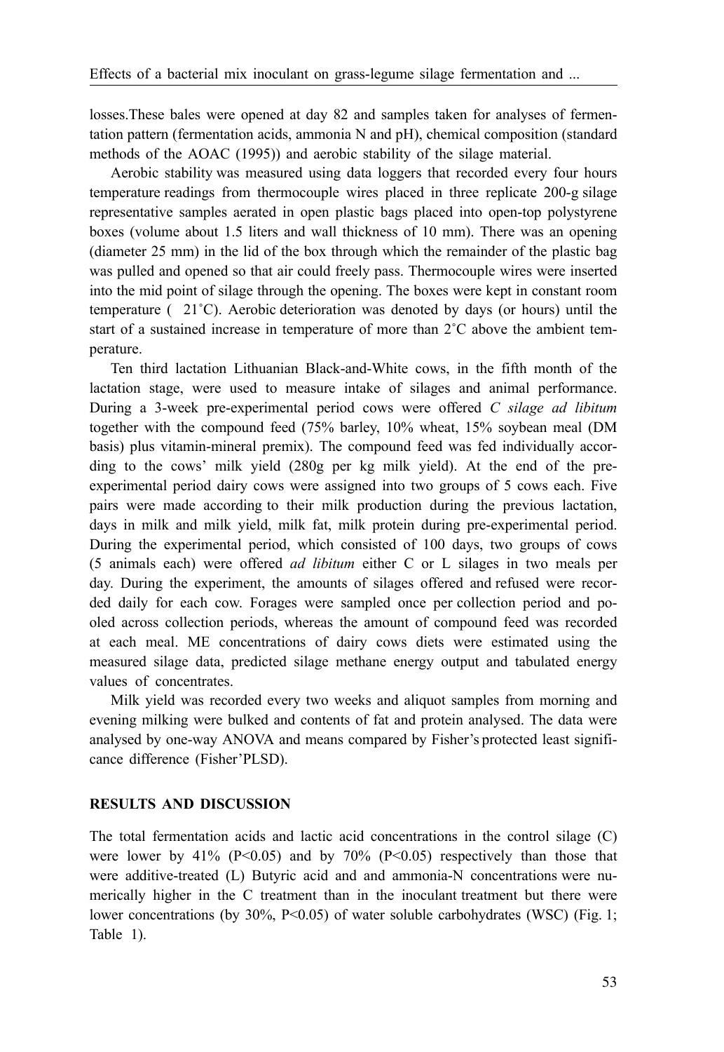losses.These bales were opened at day 82 and samples taken for analyses of fermentation pattern (fermentation acids, ammonia N and pH), chemical composition (standard methods of the AOAC (1995)) and aerobic stability of the silage material.

Aerobic stability was measured using data loggers that recorded every four hours temperature readings from thermocouple wires placed in three replicate 200-g silage representative samples aerated in open plastic bags placed into open-top polystyrene boxes (volume about 1.5 liters and wall thickness of 10 mm). There was an opening (diameter 25 mm) in the lid of the box through which the remainder of the plastic bag was pulled and opened so that air could freely pass. Thermocouple wires were inserted into the mid point of silage through the opening. The boxes were kept in constant room temperature ( 21˚C). Aerobic deterioration was denoted by days (or hours) until the start of a sustained increase in temperature of more than 2˚C above the ambient temperature.

Ten third lactation Lithuanian Black-and-White cows, in the fifth month of the lactation stage, were used to measure intake of silages and animal performance. During a 3-week pre-experimental period cows were offered *C silage ad libitum* together with the compound feed (75% barley, 10% wheat, 15% soybean meal (DM basis) plus vitamin-mineral premix). The compound feed was fed individually according to the cows' milk yield (280g per kg milk yield). At the end of the pre-experimental period dairy cows were assigned into two groups of 5 cows each. Five pairs were made according to their milk production during the previous lactation, days in milk and milk yield, milk fat, milk protein during pre-experimental period. During the experimental period, which consisted of 100 days, two groups of cows (5 animals each) were offered *ad libitum* either C or L silages in two meals per day. During the experiment, the amounts of silages offered and refused were recorded daily for each cow. Forages were sampled once per collection period and pooled across collection periods, whereas the amount of compound feed was recorded at each meal. ME concentrations of dairy cows diets were estimated using the measured silage data, predicted silage methane energy output and tabulated energy values of concentrates.

Milk yield was recorded every two weeks and aliquot samples from morning and evening milking were bulked and contents of fat and protein analysed. The data were analysed by one-way ANOVA and means compared by Fisher's protected least significance difference (Fisher'PLSD).

## RESULTS AND DISCUSSION

The total fermentation acids and lactic acid concentrations in the control silage (C) were lower by 41% ($P<0.05$) and by 70% ($P<0.05$) respectively than those that were additive-treated (L) Butyric acid and and ammonia-N concentrations were numerically higher in the C treatment than in the inoculant treatment but there were lower concentrations (by 30%, $P<0.05$) of water soluble carbohydrates (WSC) (Fig. 1; Table 1).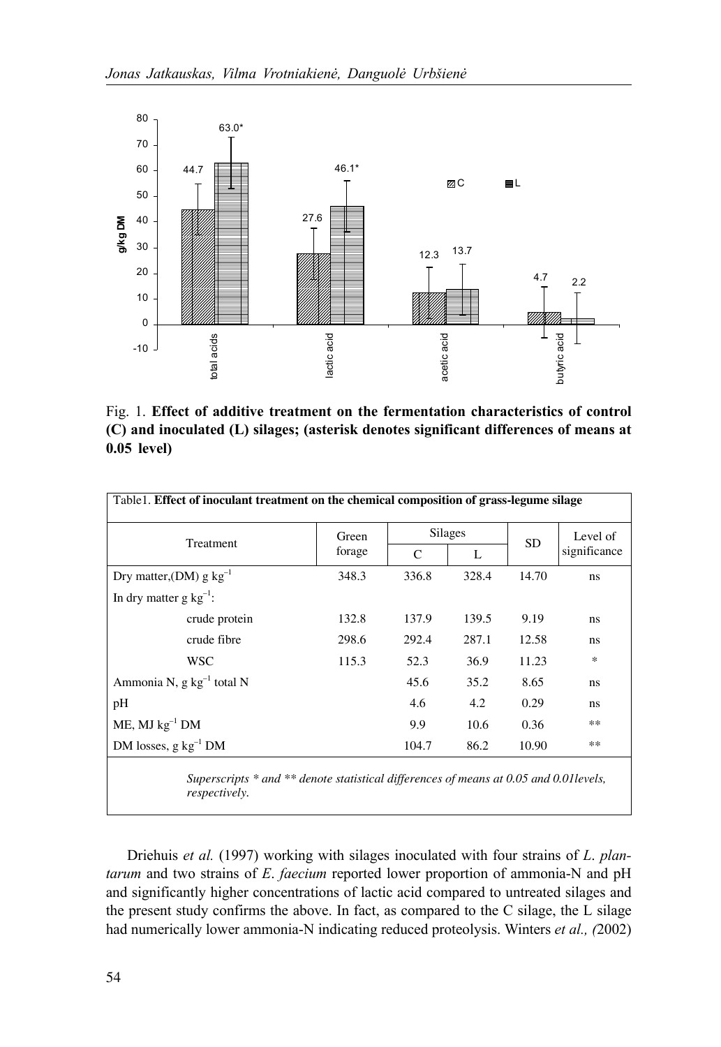Fig. 1. **Effect of additive treatment on the fermentation characteristics of control (C) and inoculated (L) silages; (asterisk denotes significant differences of means at 0.05 level)**

| Treatment | Green forage | Silages | | SD | Level of significance |
|---|---|---|---|---|---|
| | | C | L | | |
| Dry matter,(DM) g $kg^{-1}$ | 348.3 | 336.8 | 328.4 | 14.70 | ns |
| In dry matter g $kg^{-1}$: | | | | | |
| crude protein | 132.8 | 137.9 | 139.5 | 9.19 | ns |
| crude fibre | 298.6 | 292.4 | 287.1 | 12.58 | ns |
| WSC | 115.3 | 52.3 | 36.9 | 11.23 | * |
| Ammonia N, g $kg^{-1}$ total N | | 45.6 | 35.2 | 8.65 | ns |
| pH | | 4.6 | 4.2 | 0.29 | ns |
| ME, MJ $kg^{-1}$ DM | | 9.9 | 10.6 | 0.36 | ** |
| DM losses, g $kg^{-1}$ DM | | 104.7 | 86.2 | 10.90 | ** |

Table1. **Effect of inoculant treatment on the chemical composition of grass-legume silage**

*Superscripts * and ** denote statistical differences of means at 0.05 and 0.01levels, respectively.*

Driehuis *et al.* (1997) working with silages inoculated with four strains of *L. plantarum* and two strains of *E. faecium* reported lower proportion of ammonia-N and pH and significantly higher concentrations of lactic acid compared to untreated silages and the present study confirms the above. In fact, as compared to the C silage, the L silage had numerically lower ammonia-N indicating reduced proteolysis. Winters *et al., (*2002)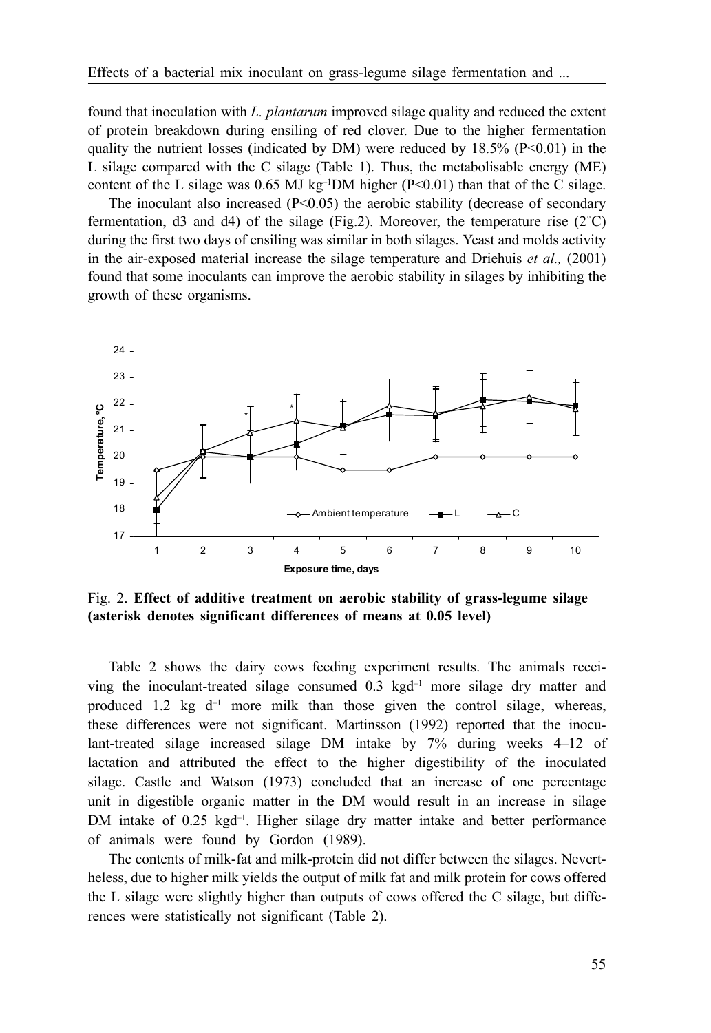found that inoculation with *L. plantarum* improved silage quality and reduced the extent of protein breakdown during ensiling of red clover. Due to the higher fermentation quality the nutrient losses (indicated by DM) were reduced by 18.5% ($P<0.01$) in the L silage compared with the C silage (Table 1). Thus, the metabolisable energy (ME) content of the L silage was 0.65 MJ $kg^{-1}$DM higher ($P<0.01$) than that of the C silage.

The inoculant also increased ($P<0.05$) the aerobic stability (decrease of secondary fermentation, d3 and d4) of the silage (Fig.2). Moreover, the temperature rise (2˚C) during the first two days of ensiling was similar in both silages. Yeast and molds activity in the air-exposed material increase the silage temperature and Driehuis *et al.,* (2001) found that some inoculants can improve the aerobic stability in silages by inhibiting the growth of these organisms.

Fig. 2. **Effect of additive treatment on aerobic stability of grass-legume silage (asterisk denotes significant differences of means at 0.05 level)**

Table 2 shows the dairy cows feeding experiment results. The animals receiving the inoculant-treated silage consumed 0.3 $kgd^{-1}$ more silage dry matter and produced 1.2 kg $d^{-1}$ more milk than those given the control silage, whereas, these differences were not significant. Martinsson (1992) reported that the inoculant-treated silage increased silage DM intake by 7% during weeks 4–12 of lactation and attributed the effect to the higher digestibility of the inoculated silage. Castle and Watson (1973) concluded that an increase of one percentage unit in digestible organic matter in the DM would result in an increase in silage DM intake of 0.25 $kgd^{-1}$. Higher silage dry matter intake and better performance of animals were found by Gordon (1989).

The contents of milk-fat and milk-protein did not differ between the silages. Nevertheless, due to higher milk yields the output of milk fat and milk protein for cows offered the L silage were slightly higher than outputs of cows offered the C silage, but differences were statistically not significant (Table 2).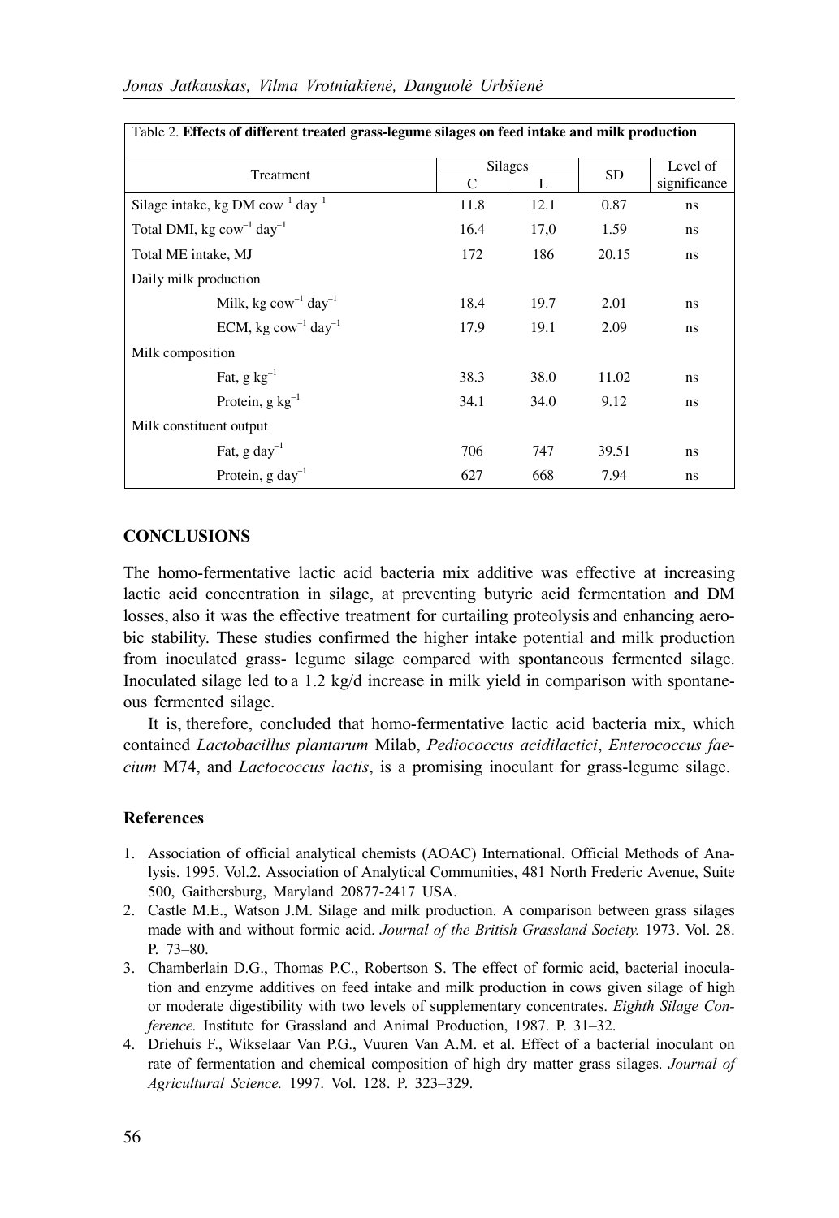Table 2. **Effects of different treated grass-legume silages on feed intake and milk production**

| Treatment | Silages | | SD | Level of significance |
|---|---|---|---|---|
| | C | L | | |
| Silage intake, kg DM $cow^{-1}$ $day^{-1}$ | 11.8 | 12.1 | 0.87 | ns |
| Total DMI, kg $cow^{-1}$ $day^{-1}$ | 16.4 | 17,0 | 1.59 | ns |
| Total ME intake, MJ | 172 | 186 | 20.15 | ns |
| Daily milk production | | | | |
| Milk, kg $cow^{-1}$ $day^{-1}$ | 18.4 | 19.7 | 2.01 | ns |
| ECM, kg $cow^{-1}$ $day^{-1}$ | 17.9 | 19.1 | 2.09 | ns |
| Milk composition | | | | |
| Fat, g $kg^{-1}$ | 38.3 | 38.0 | 11.02 | ns |
| Protein, g $kg^{-1}$ | 34.1 | 34.0 | 9.12 | ns |
| Milk constituent output | | | | |
| Fat, g $day^{-1}$ | 706 | 747 | 39.51 | ns |
| Protein, g $day^{-1}$ | 627 | 668 | 7.94 | ns |

## CONCLUSIONS

The homo-fermentative lactic acid bacteria mix additive was effective at increasing lactic acid concentration in silage, at preventing butyric acid fermentation and DM losses, also it was the effective treatment for curtailing proteolysis and enhancing aerobic stability. These studies confirmed the higher intake potential and milk production from inoculated grass- legume silage compared with spontaneous fermented silage. Inoculated silage led to a 1.2 kg/d increase in milk yield in comparison with spontaneous fermented silage.

It is, therefore, concluded that homo-fermentative lactic acid bacteria mix, which contained *Lactobacillus plantarum* Milab, *Pediococcus acidilactici*, *Enterococcus faecium* M74, and *Lactococcus lactis*, is a promising inoculant for grass-legume silage.

### References

1. Association of official analytical chemists (AOAC) International. Official Methods of Analysis. 1995. Vol.2. Association of Analytical Communities, 481 North Frederic Avenue, Suite 500, Gaithersburg, Maryland 20877-2417 USA.
2. Castle M.E., Watson J.M. Silage and milk production. A comparison between grass silages made with and without formic acid. *Journal of the British Grassland Society.* 1973. Vol. 28. P. 73–80.
3. Chamberlain D.G., Thomas P.C., Robertson S. The effect of formic acid, bacterial inoculation and enzyme additives on feed intake and milk production in cows given silage of high or moderate digestibility with two levels of supplementary concentrates. *Eighth Silage Conference.* Institute for Grassland and Animal Production, 1987. P. 31–32.
4. Driehuis F., Wikselaar Van P.G., Vuuren Van A.M. et al. Effect of a bacterial inoculant on rate of fermentation and chemical composition of high dry matter grass silages. *Journal of Agricultural Science.* 1997. Vol. 128. P. 323–329.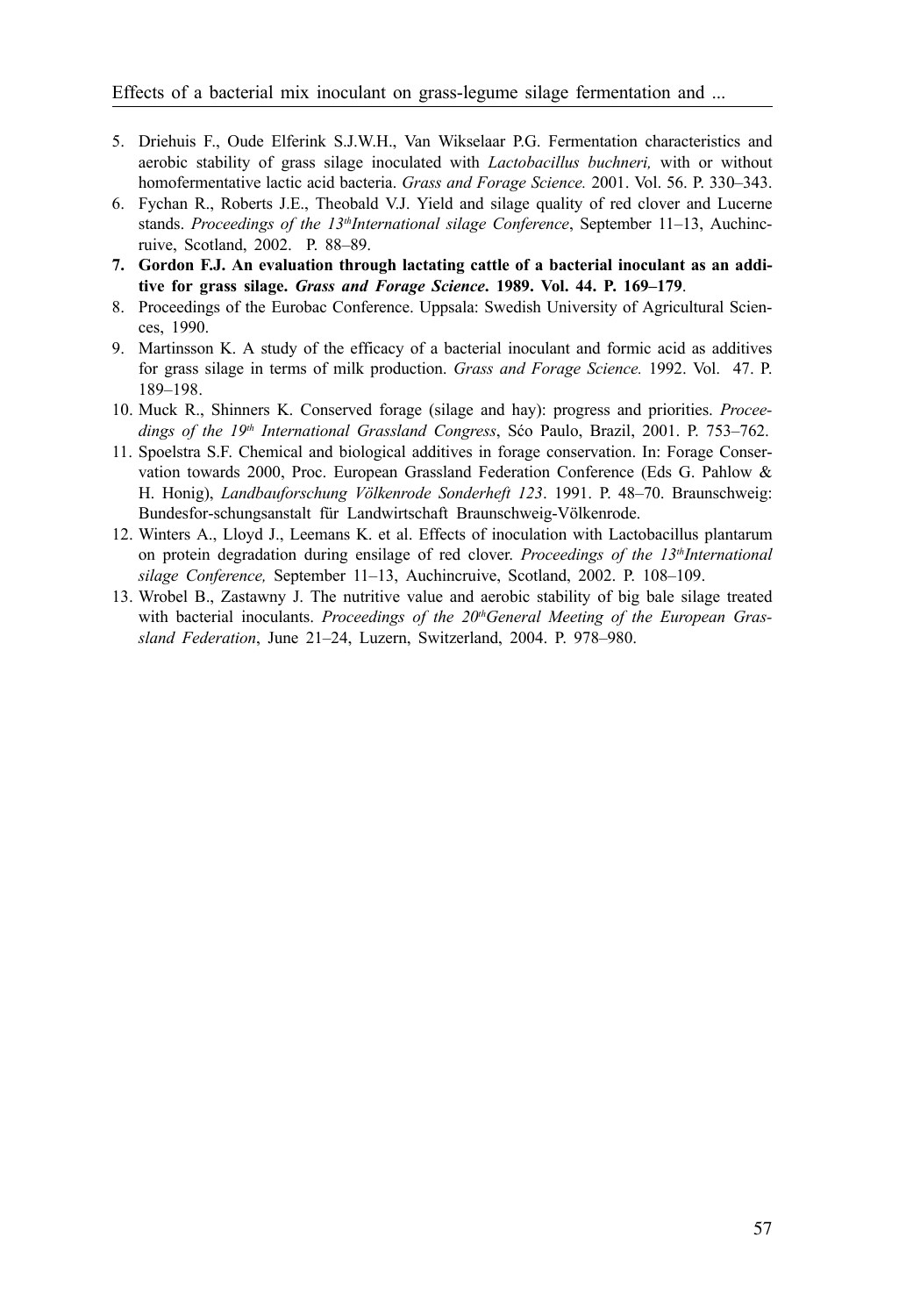5. Driehuis F., Oude Elferink S.J.W.H., Van Wikselaar P.G. Fermentation characteristics and aerobic stability of grass silage inoculated with *Lactobacillus buchneri,* with or without homofermentative lactic acid bacteria. *Grass and Forage Science.* 2001. Vol. 56. P. 330–343.
6. Fychan R., Roberts J.E., Theobald V.J. Yield and silage quality of red clover and Lucerne stands. *Proceedings of the 13th International silage Conference*, September 11–13, Auchincruive, Scotland, 2002. P. 88–89.
7. **Gordon F.J. An evaluation through lactating cattle of a bacterial inoculant as an additive for grass silage. *Grass and Forage Science*. 1989. Vol. 44. P. 169–179**.
8. Proceedings of the Eurobac Conference. Uppsala: Swedish University of Agricultural Sciences, 1990.
9. Martinsson K. A study of the efficacy of a bacterial inoculant and formic acid as additives for grass silage in terms of milk production. *Grass and Forage Science.* 1992. Vol. 47. P. 189–198.
10. Muck R., Shinners K. Conserved forage (silage and hay): progress and priorities. *Proceedings of the 19th International Grassland Congress*, Sćo Paulo, Brazil, 2001. P. 753–762.
11. Spoelstra S.F. Chemical and biological additives in forage conservation. In: Forage Conservation towards 2000, Proc. European Grassland Federation Conference (Eds G. Pahlow & H. Honig), *Landbauforschung Völkenrode Sonderheft 123*. 1991. P. 48–70. Braunschweig: Bundesfor-schungsanstalt für Landwirtschaft Braunschweig-Völkenrode.
12. Winters A., Lloyd J., Leemans K. et al. Effects of inoculation with Lactobacillus plantarum on protein degradation during ensilage of red clover. *Proceedings of the 13th International silage Conference,* September 11–13, Auchincruive, Scotland, 2002. P. 108–109.
13. Wrobel B., Zastawny J. The nutritive value and aerobic stability of big bale silage treated with bacterial inoculants. *Proceedings of the 20th General Meeting of the European Grassland Federation*, June 21–24, Luzern, Switzerland, 2004. P. 978–980.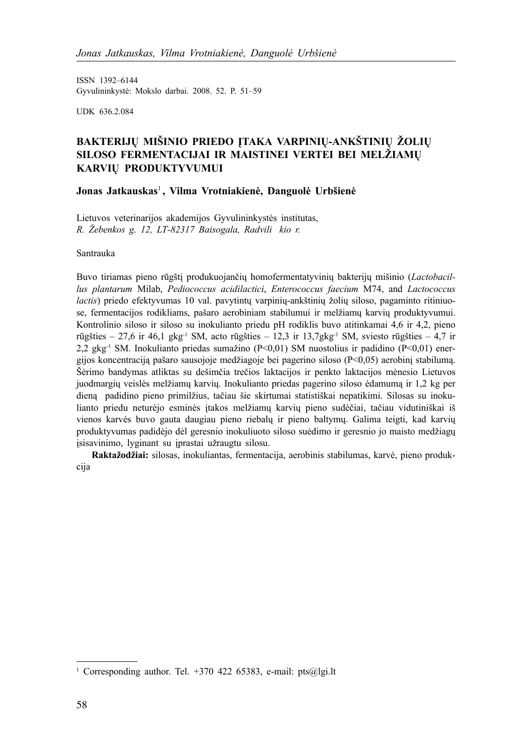ISSN 1392–6144
Gyvulininkystė: Mokslo darbai. 2008. 52. P. 51–59

UDK 636.2.084

# BAKTERIJŲ MIŠINIO PRIEDO ĮTAKA VARPINIŲ-ANKŠTINIŲ ŽOLIŲ SILOSO FERMENTACIJAI IR MAISTINEI VERTEI BEI MELŽIAMŲ KARVIŲ PRODUKTYVUMUI

**Jonas Jatkauskas**[1] **, Vilma Vrotniakienė, Danguolė Urbšienė**

Lietuvos veterinarijos akademijos Gyvulininkystės institutas,
*R. Žebenkos g. 12, LT-82317 Baisogala, Radvili kio r.*

Santrauka

Buvo tiriamas pieno rūgštį produkuojančių homofermentatyvinių bakterijų mišinio (*Lactobacillus plantarum* Milab, *Pediococcus acidilactici*, *Enterococcus faecium* M74, and *Lactococcus lactis*) priedo efektyvumas 10 val. pavytintų varpinių-ankštinių žolių siloso, pagaminto ritiniuose, fermentacijos rodikliams, pašaro aerobiniam stabilumui ir melžiamų karvių produktyvumui. Kontrolinio siloso ir siloso su inokulianto priedu pH rodiklis buvo atitinkamai 4,6 ir 4,2, pieno rūgšties – 27,6 ir 46,1 $gkg^{-1}$ SM, acto rūgšties – 12,3 ir 13,7$gkg^{-1}$ SM, sviesto rūgšties – 4,7 ir 2,2 $gkg^{-1}$ SM. Inokulianto priedas sumažino ($P<0,01$) SM nuostolius ir padidino ($P<0,01$) energijos koncentraciją pašaro sausojoje medžiagoje bei pagerino siloso ($P<0,05$) aerobinį stabilumą. Šėrimo bandymas atliktas su dešimčia trečios laktacijos ir penkto laktacijos mėnesio Lietuvos juodmargių veislės melžiamų karvių. Inokulianto priedas pagerino siloso ėdamumą ir 1,2 kg per dieną padidino pieno primilžius, tačiau šie skirtumai statistiškai nepatikimi. Silosas su inokulianto priedu neturėjo esminės įtakos melžiamų karvių pieno sudėčiai, tačiau vidutiniškai iš vienos karvės buvo gauta daugiau pieno riebalų ir pieno baltymų. Galima teigti, kad karvių produktyvumas padidėjo dėl geresnio inokuliuoto siloso suėdimo ir geresnio jo maisto medžiagų įsisavinimo, lyginant su įprastai užraugtu silosu.

**Raktažodžiai:** silosas, inokuliantas, fermentacija, aerobinis stabilumas, karvė, pieno produkcija

[1] Corresponding author. Tel. +370 422 65383, e-mail: pts@lgi.lt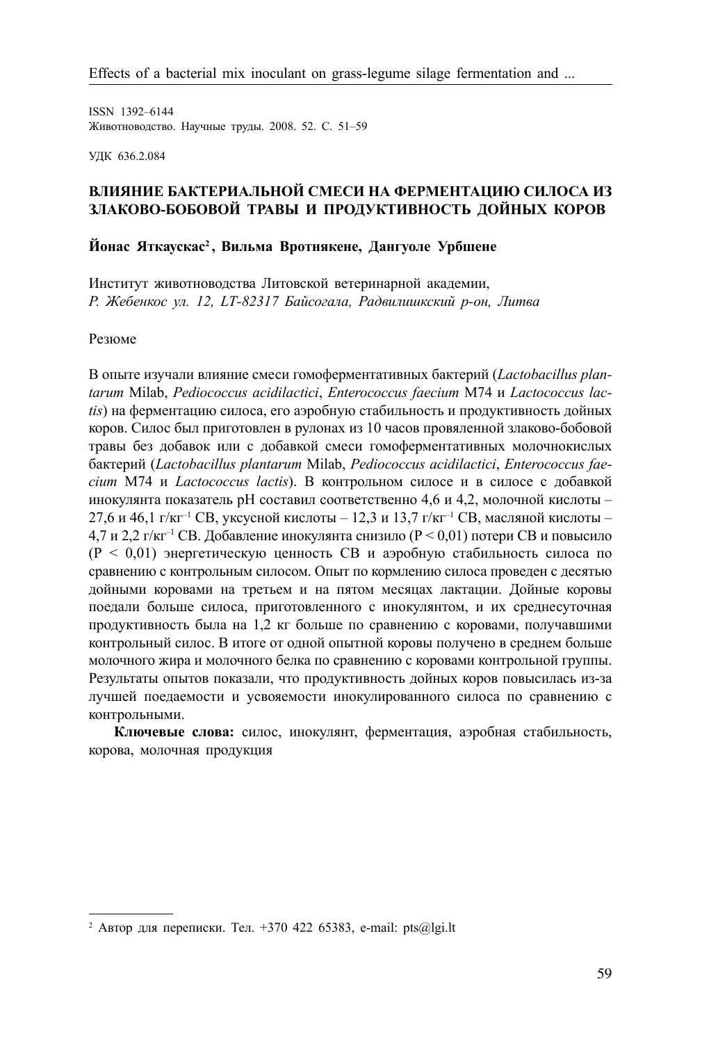ISSN 1392–6144
Животноводство. Научные труды. 2008. 52. C. 51–59

УДК 636.2.084

# ВЛИЯНИЕ БАКТЕРИАЛЬНОЙ СМЕСИ НА ФЕРМЕНТАЦИЮ СИЛОСА ИЗ ЗЛАКОВО-БОБОВОЙ ТРАВЫ И ПРОДУКТИВНОСТЬ ДОЙНЫХ КОРОВ

**Йонас Яткаускас[2], Вильма Вротнякене, Дангуоле Урбшене**

Институт животноводства Литовской ветеринарной академии,
*Р. Жебенкос ул. 12, LT-82317 Байсогала, Радвилишкский р-он, Литва*

Резюме

В опыте изучали влияние смеси гомоферментативных бактерий (*Lactobacillus plantarum* Milab, *Pediococcus acidilactici*, *Enterococcus faecium* M74 и *Lactococcus lactis*) на ферментацию силоса, его аэробную стабильность и продуктивность дойных коров. Силос был приготовлен в рулонах из 10 часов провяленной злаково-бобовой травы без добавок или с добавкой смеси гомоферментативных молочнокислых бактерий (*Lactobacillus plantarum* Milab, *Pediococcus acidilactici*, *Enterococcus faecium* M74 и *Lactococcus lactis*). В контрольном силосе и в силосе с добавкой инокулянта показатель pH составил соответственно 4,6 и 4,2, молочной кислоты – 27,6 и 46,1 г/кг$^{-1}$ СВ, уксусной кислоты – 12,3 и 13,7 г/кг$^{-1}$ СВ, масляной кислоты – 4,7 и 2,2 г/кг$^{-1}$ СВ. Добавление инокулянта снизило ($P < 0,01$) потери СВ и повысило ($P < 0,01$) энергетическую ценность СВ и аэробную стабильность силоса по сравнению с контрольным силосом. Опыт по кормлению силоса проведен с десятью дойными коровами на третьем и на пятом месяцах лактации. Дойные коровы поедали больше силоса, приготовленного с инокулянтом, и их среднесуточная продуктивность была на 1,2 кг больше по сравнению с коровами, получавшими контрольный силос. В итоге от одной опытной коровы получено в среднем больше молочного жира и молочного белка по сравнению с коровами контрольной группы. Результаты опытов показали, что продуктивность дойных коров повысилась из-за лучшей поедаемости и усвояемости инокулированного силоса по сравнению с контрольными.

**Ключевые слова:** силос, инокулянт, ферментация, аэробная стабильность, корова, молочная продукция

---

[2] Автор для переписки. Тел. +370 422 65383, e-mail: pts@lgi.lt